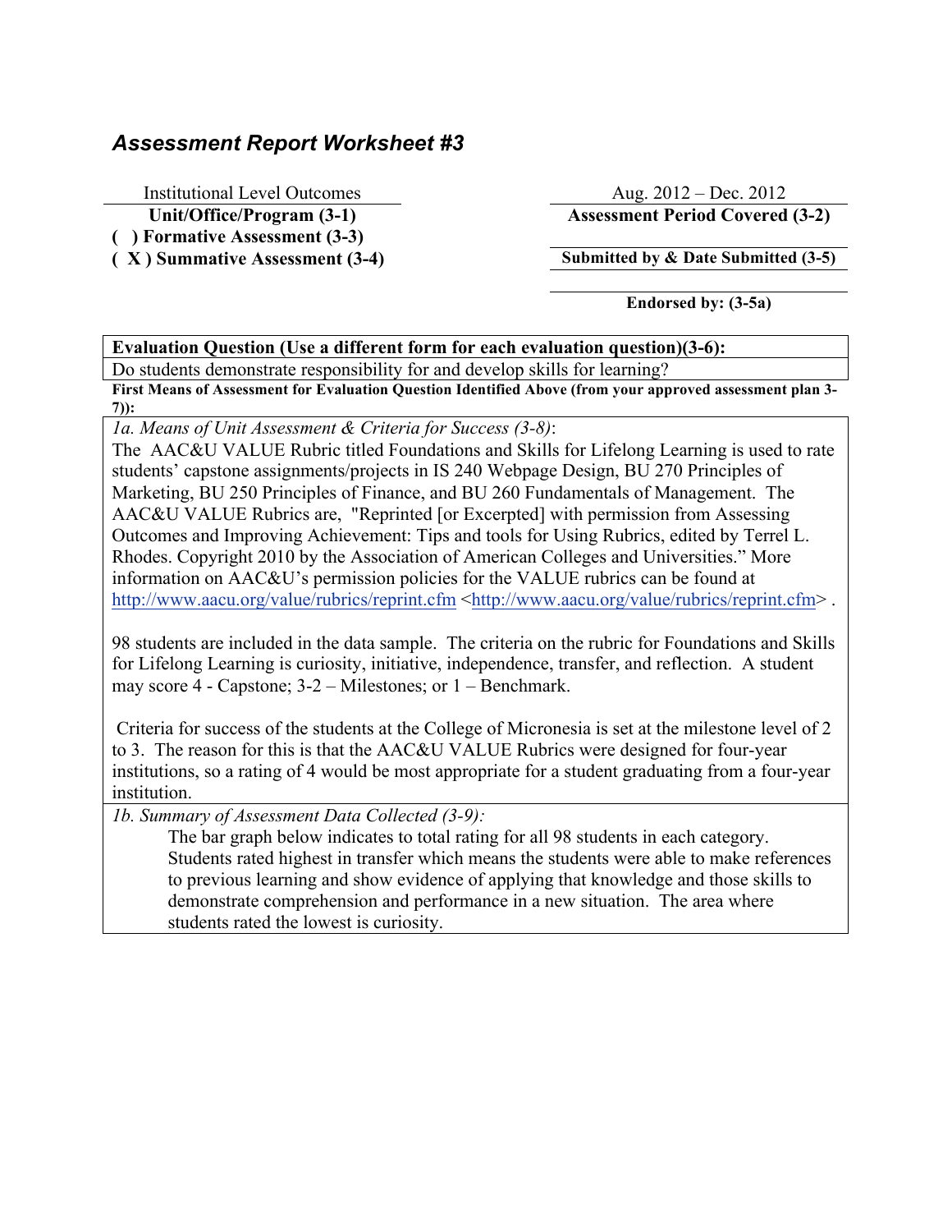## *Assessment Report Worksheet #3*

Institutional Level Outcomes
**Unit/Office/Program (3-1)**

Aug. 2012 – Dec. 2012
**Assessment Period Covered (3-2)**

**( ) Formative Assessment (3-3)**
**( X ) Summative Assessment (3-4)**

**Submitted by & Date Submitted (3-5)**

**Endorsed by: (3-5a)**

**Evaluation Question (Use a different form for each evaluation question)(3-6):**

Do students demonstrate responsibility for and develop skills for learning?

**First Means of Assessment for Evaluation Question Identified Above (from your approved assessment plan 3-7)):**

*1a. Means of Unit Assessment & Criteria for Success (3-8)*:

The AAC&U VALUE Rubric titled Foundations and Skills for Lifelong Learning is used to rate students' capstone assignments/projects in IS 240 Webpage Design, BU 270 Principles of Marketing, BU 250 Principles of Finance, and BU 260 Fundamentals of Management. The AAC&U VALUE Rubrics are, "Reprinted [or Excerpted] with permission from Assessing Outcomes and Improving Achievement: Tips and tools for Using Rubrics, edited by Terrel L. Rhodes. Copyright 2010 by the Association of American Colleges and Universities." More information on AAC&U's permission policies for the VALUE rubrics can be found at http://www.aacu.org/value/rubrics/reprint.cfm <http://www.aacu.org/value/rubrics/reprint.cfm> .

98 students are included in the data sample. The criteria on the rubric for Foundations and Skills for Lifelong Learning is curiosity, initiative, independence, transfer, and reflection. A student may score 4 - Capstone; 3-2 – Milestones; or 1 – Benchmark.

Criteria for success of the students at the College of Micronesia is set at the milestone level of 2 to 3. The reason for this is that the AAC&U VALUE Rubrics were designed for four-year institutions, so a rating of 4 would be most appropriate for a student graduating from a four-year institution.

*1b. Summary of Assessment Data Collected (3-9):*

The bar graph below indicates to total rating for all 98 students in each category. Students rated highest in transfer which means the students were able to make references to previous learning and show evidence of applying that knowledge and those skills to demonstrate comprehension and performance in a new situation. The area where students rated the lowest is curiosity.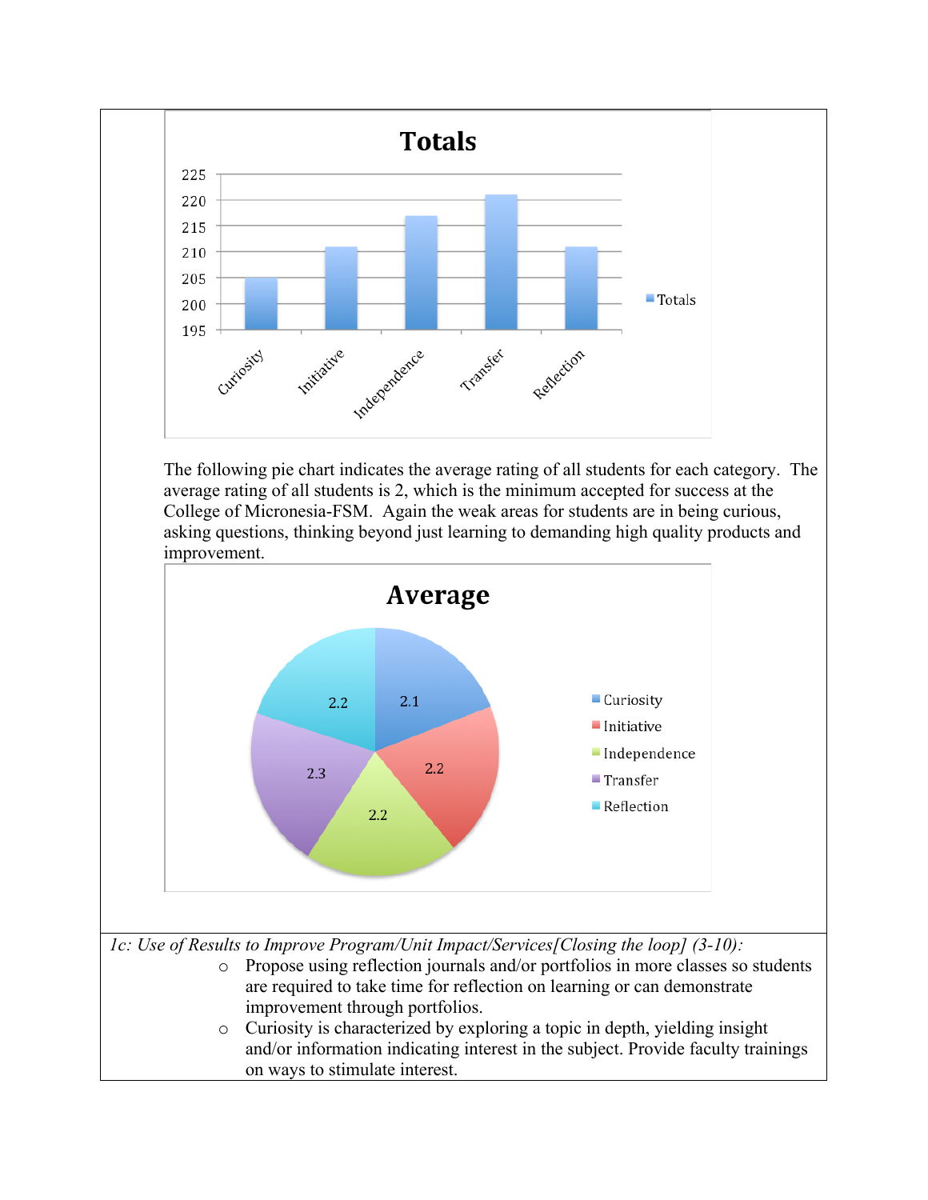**Totals**

| Category | Totals |
|---|---|
| Curiosity | 205 |
| Initiative | 211 |
| Independence | 217 |
| Transfer | 221 |
| Reflection | 211 |

The following pie chart indicates the average rating of all students for each category. The average rating of all students is 2, which is the minimum accepted for success at the College of Micronesia-FSM. Again the weak areas for students are in being curious, asking questions, thinking beyond just learning to demanding high quality products and improvement.

**Average**

| Category | Average |
|---|---|
| Curiosity | 2.1 |
| Initiative | 2.2 |
| Independence | 2.2 |
| Transfer | 2.3 |
| Reflection | 2.2 |

*1c: Use of Results to Improve Program/Unit Impact/Services[Closing the loop] (3-10):*

- Propose using reflection journals and/or portfolios in more classes so students are required to take time for reflection on learning or can demonstrate improvement through portfolios.
- Curiosity is characterized by exploring a topic in depth, yielding insight and/or information indicating interest in the subject. Provide faculty trainings on ways to stimulate interest.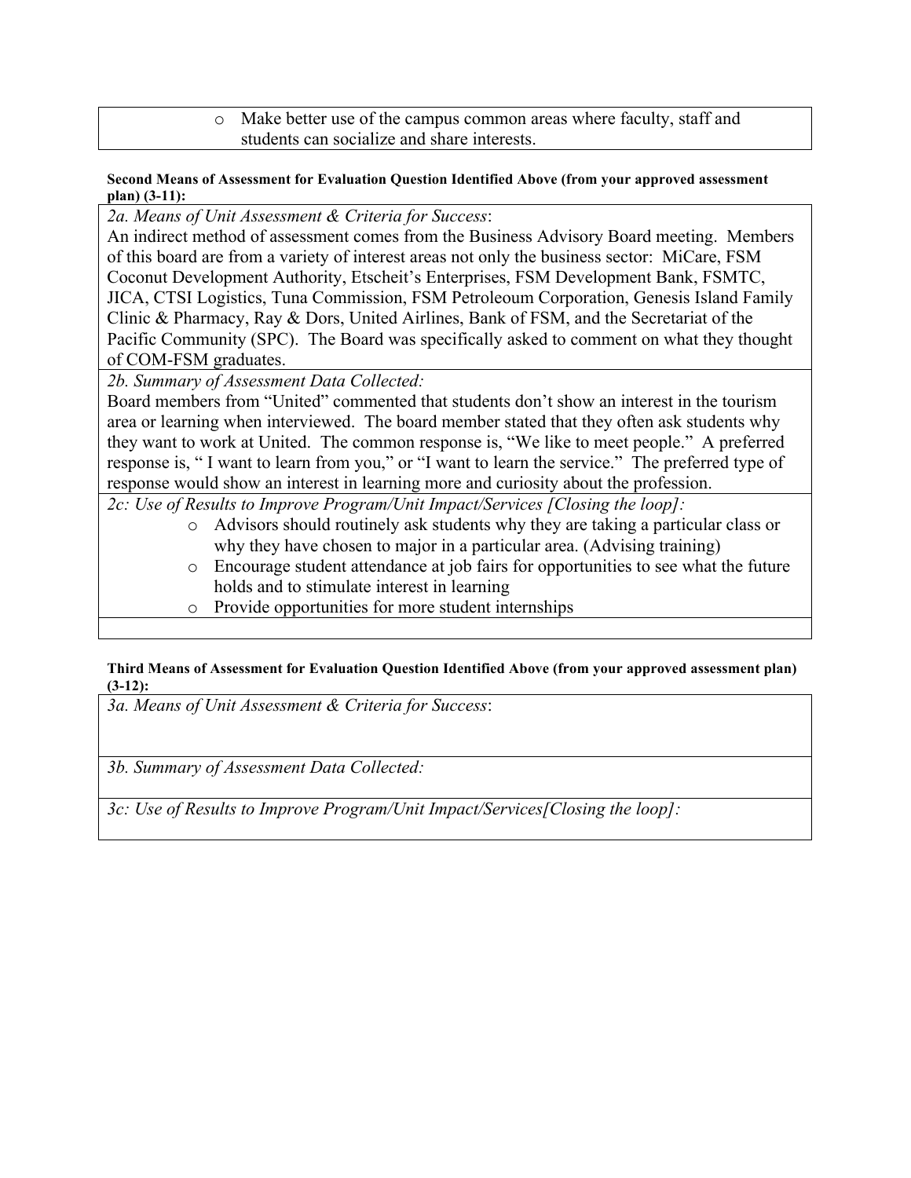- Make better use of the campus common areas where faculty, staff and students can socialize and share interests.

**Second Means of Assessment for Evaluation Question Identified Above (from your approved assessment plan) (3-11):**

*2a. Means of Unit Assessment & Criteria for Success*:

An indirect method of assessment comes from the Business Advisory Board meeting. Members of this board are from a variety of interest areas not only the business sector: MiCare, FSM Coconut Development Authority, Etscheit's Enterprises, FSM Development Bank, FSMTC, JICA, CTSI Logistics, Tuna Commission, FSM Petroleoum Corporation, Genesis Island Family Clinic & Pharmacy, Ray & Dors, United Airlines, Bank of FSM, and the Secretariat of the Pacific Community (SPC). The Board was specifically asked to comment on what they thought of COM-FSM graduates.

*2b. Summary of Assessment Data Collected:*

Board members from "United" commented that students don't show an interest in the tourism area or learning when interviewed. The board member stated that they often ask students why they want to work at United. The common response is, "We like to meet people." A preferred response is, " I want to learn from you," or "I want to learn the service." The preferred type of response would show an interest in learning more and curiosity about the profession.

*2c: Use of Results to Improve Program/Unit Impact/Services [Closing the loop]:*

- Advisors should routinely ask students why they are taking a particular class or why they have chosen to major in a particular area. (Advising training)
- Encourage student attendance at job fairs for opportunities to see what the future holds and to stimulate interest in learning
- Provide opportunities for more student internships

**Third Means of Assessment for Evaluation Question Identified Above (from your approved assessment plan) (3-12):**

*3a. Means of Unit Assessment & Criteria for Success*:

*3b. Summary of Assessment Data Collected:*

*3c: Use of Results to Improve Program/Unit Impact/Services[Closing the loop]:*